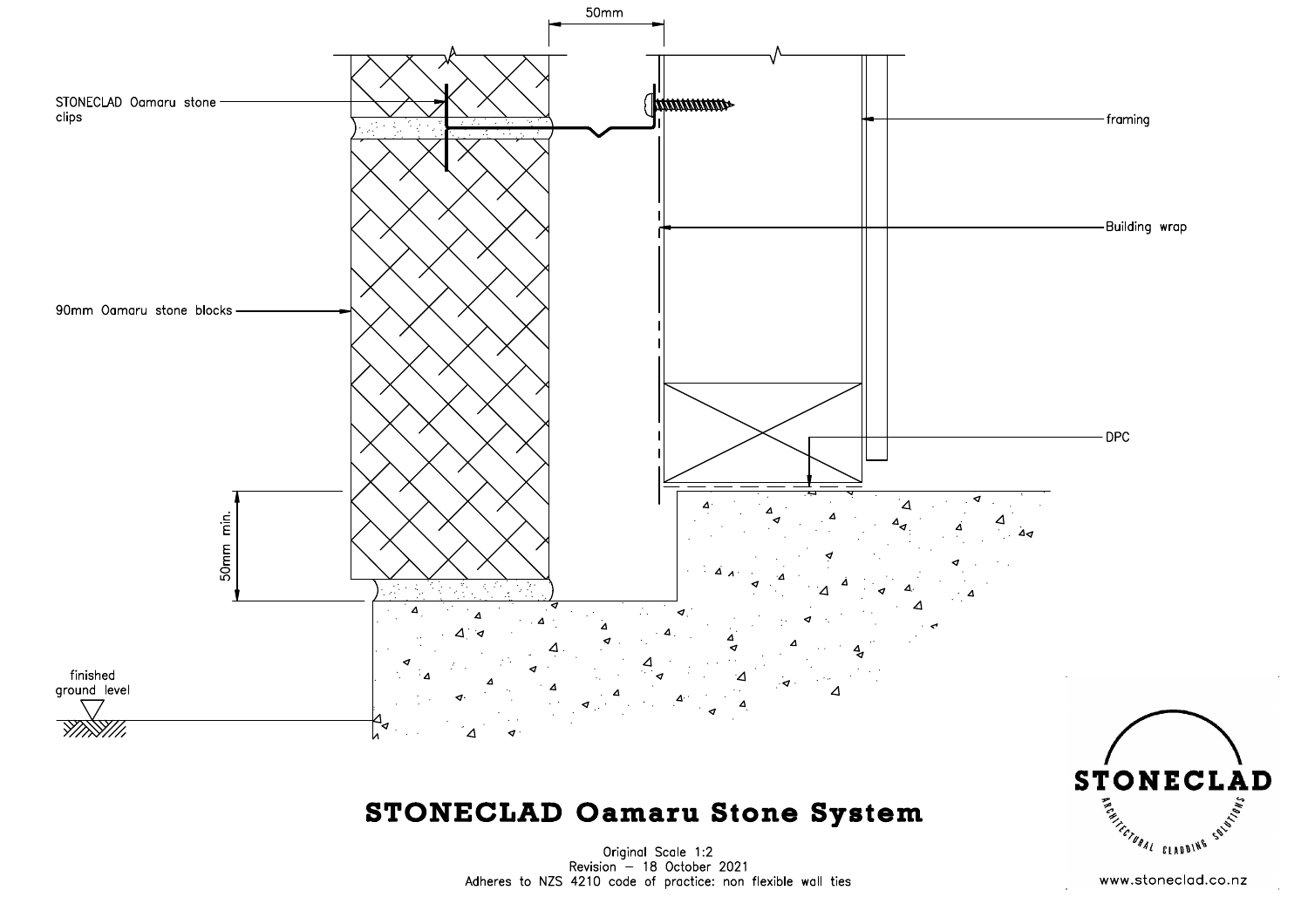50mm

STONECLAD Oamaru stone clips

framing

Building wrap

90mm Oamaru stone blocks

DPC

50mm min.

finished ground level

# STONECLAD Oamaru Stone System

Original Scale 1:2
Revision – 18 October 2021
Adheres to NZS 4210 code of practice: non flexible wall ties

STONECLAD
ARCHITECTURAL CLADDING SOLUTIONS

www.stoneclad.co.nz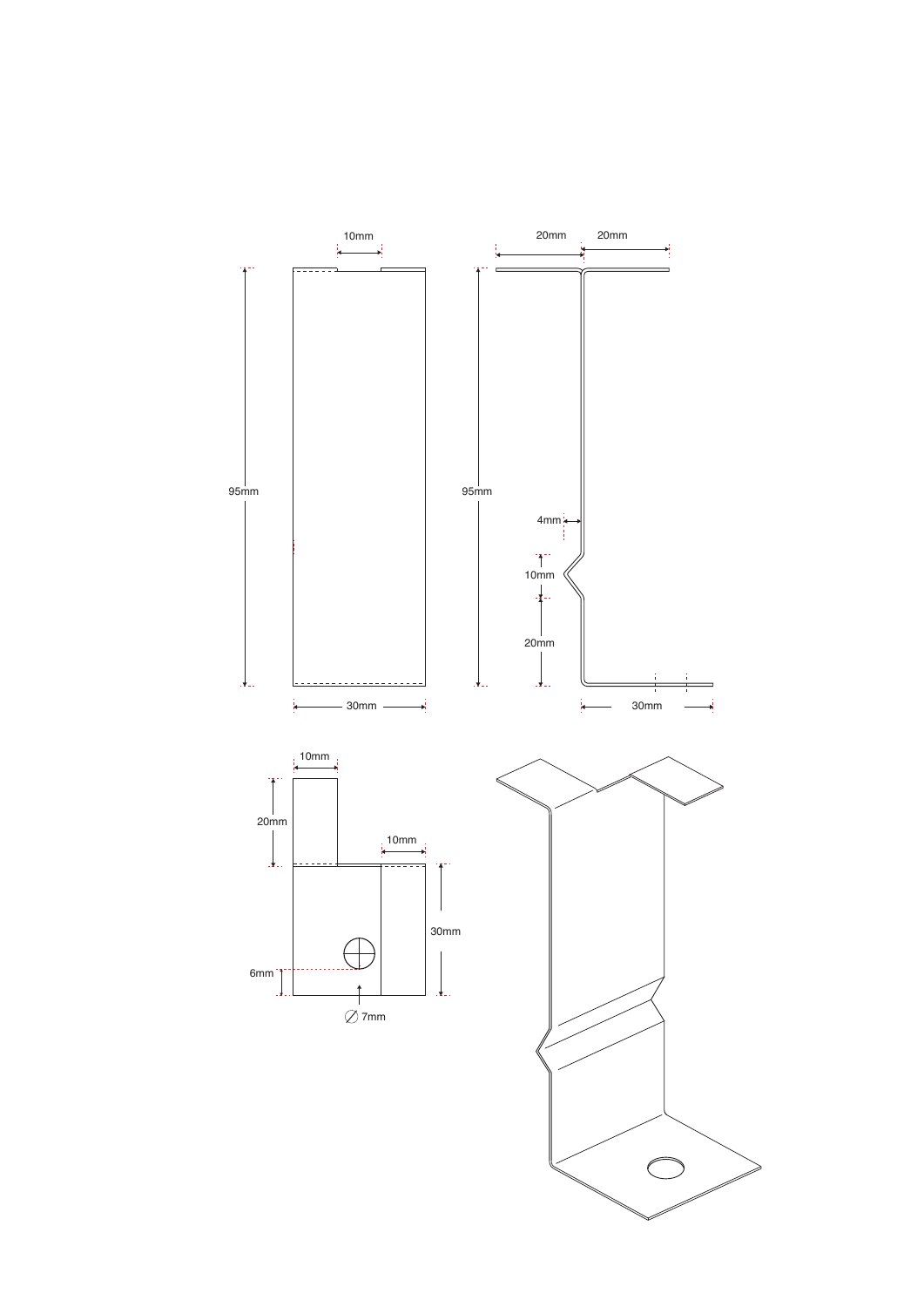10mm

20mm 20mm

95mm

95mm

4mm

10mm

20mm

30mm

30mm

10mm

20mm

10mm

30mm

6mm

∅ 7mm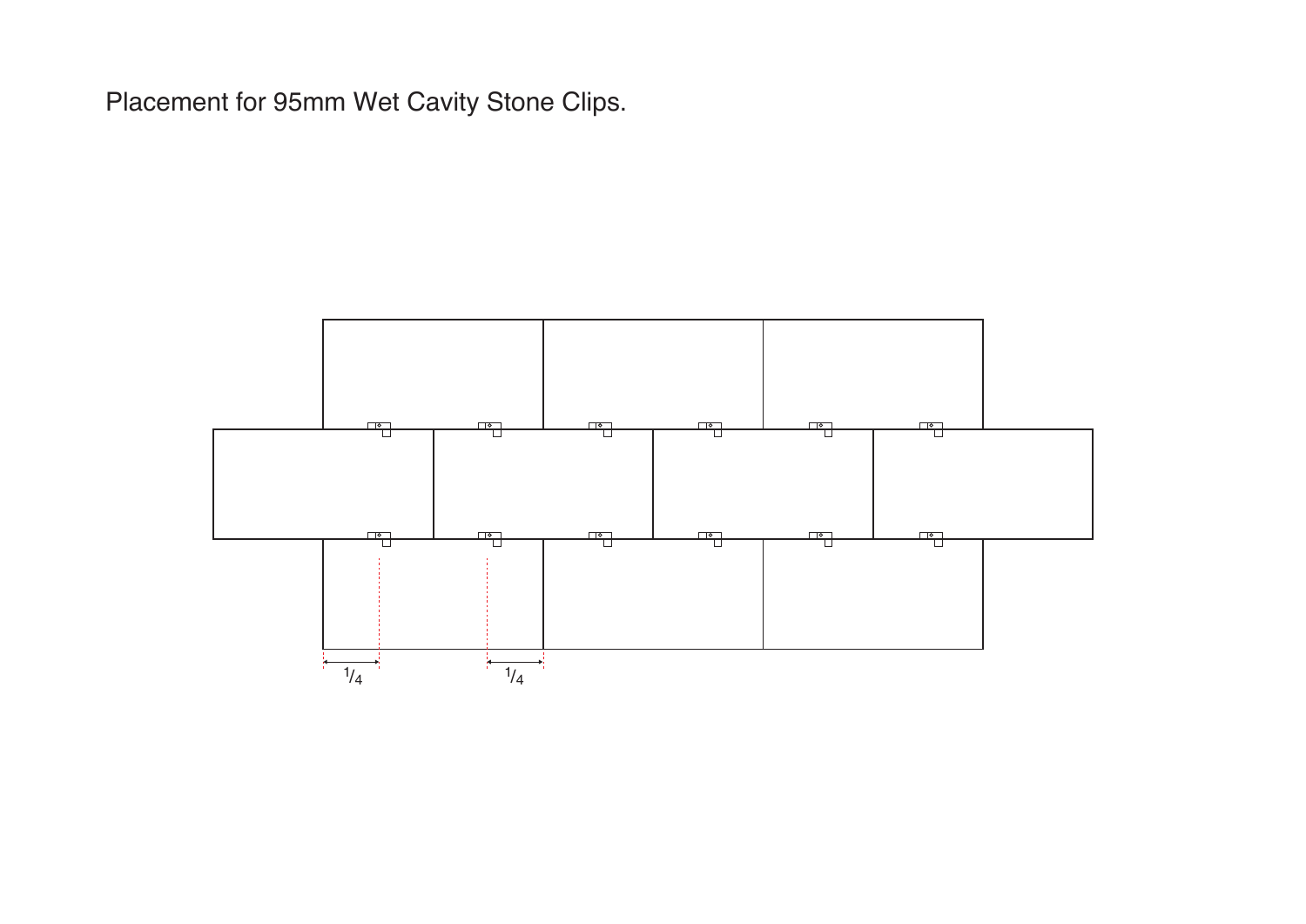Placement for 95mm Wet Cavity Stone Clips.

$^1/_4$

$^1/_4$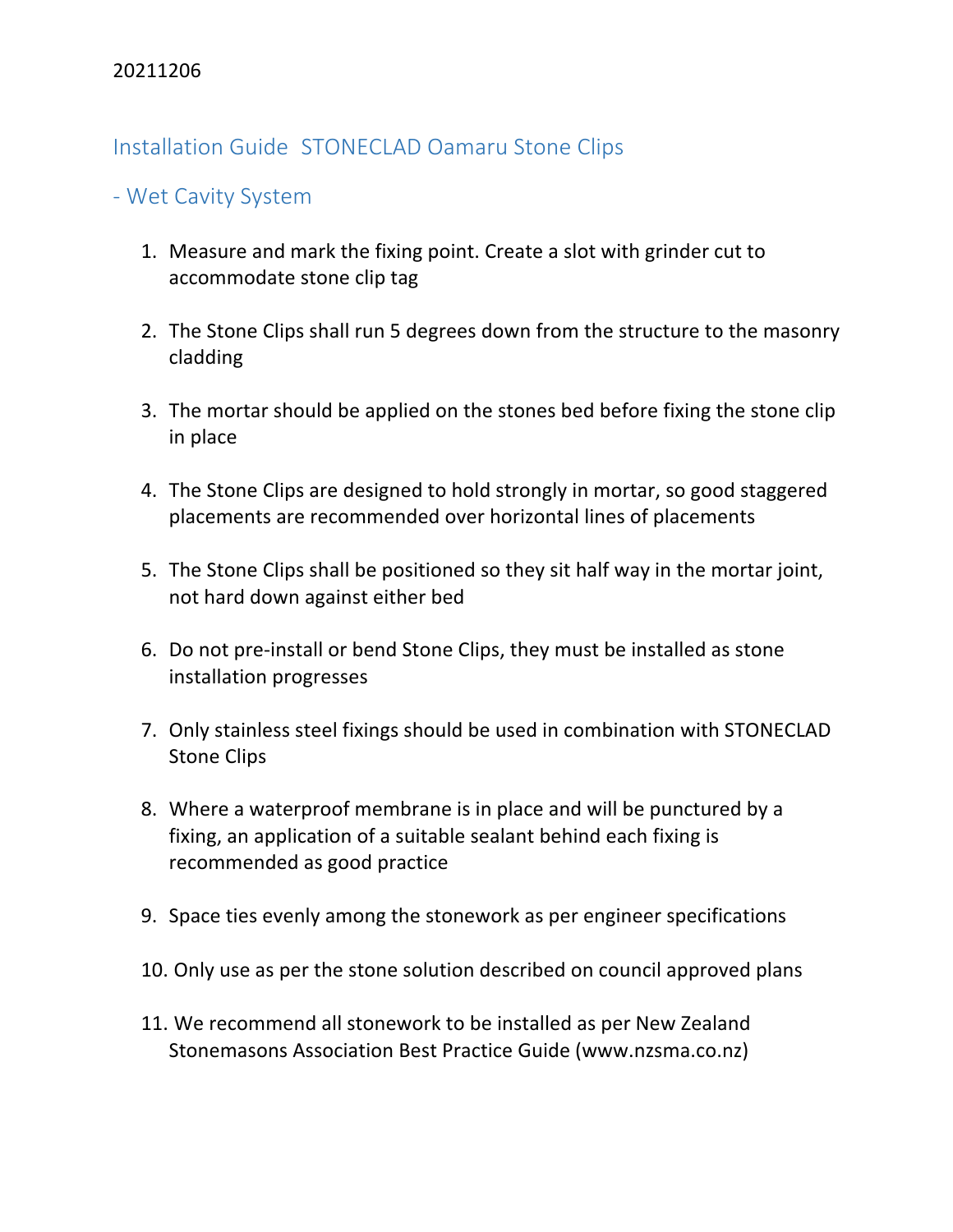20211206

## Installation Guide STONECLAD Oamaru Stone Clips

## - Wet Cavity System

1. Measure and mark the fixing point. Create a slot with grinder cut to accommodate stone clip tag

2. The Stone Clips shall run 5 degrees down from the structure to the masonry cladding

3. The mortar should be applied on the stones bed before fixing the stone clip in place

4. The Stone Clips are designed to hold strongly in mortar, so good staggered placements are recommended over horizontal lines of placements

5. The Stone Clips shall be positioned so they sit half way in the mortar joint, not hard down against either bed

6. Do not pre-install or bend Stone Clips, they must be installed as stone installation progresses

7. Only stainless steel fixings should be used in combination with STONECLAD Stone Clips

8. Where a waterproof membrane is in place and will be punctured by a fixing, an application of a suitable sealant behind each fixing is recommended as good practice

9. Space ties evenly among the stonework as per engineer specifications

10. Only use as per the stone solution described on council approved plans

11. We recommend all stonework to be installed as per New Zealand Stonemasons Association Best Practice Guide (www.nzsma.co.nz)